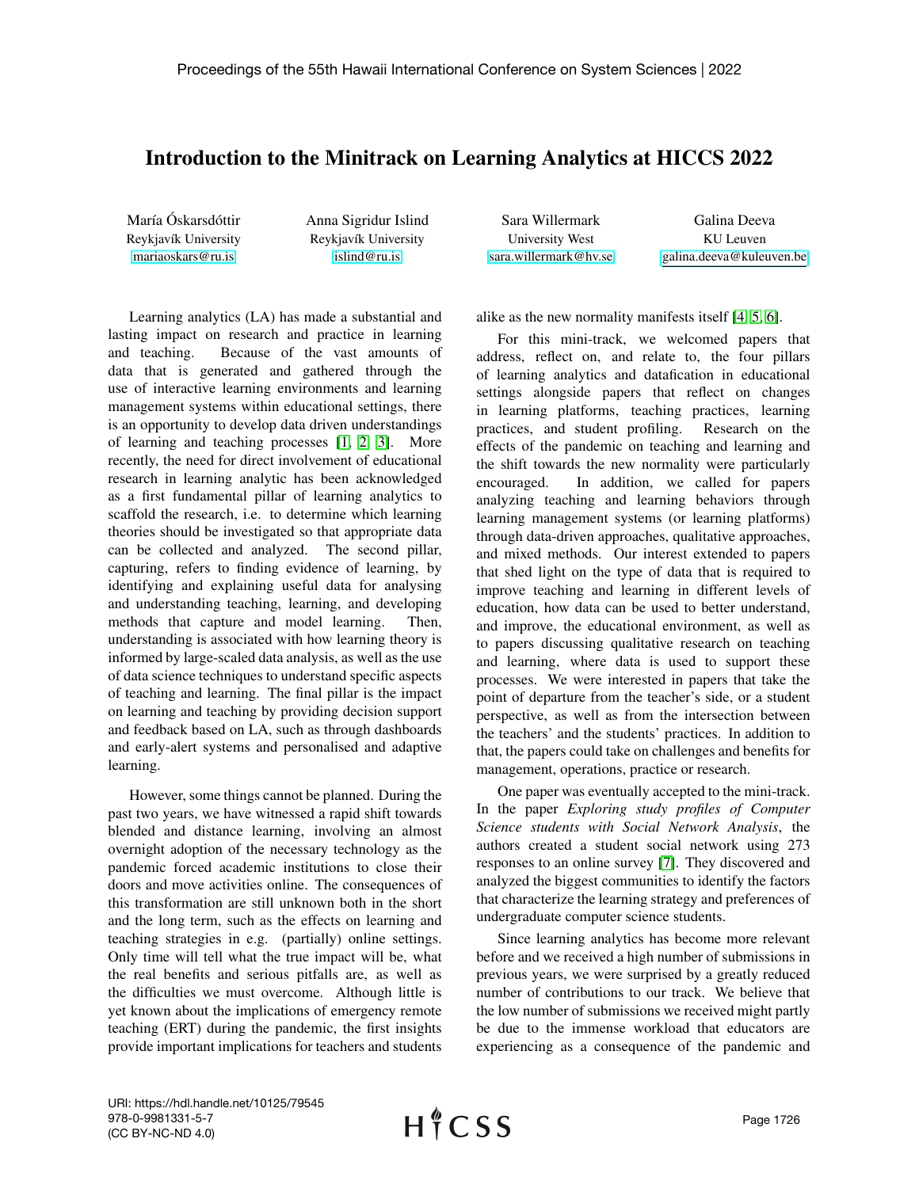# Introduction to the Minitrack on Learning Analytics at HICCS 2022

María Óskarsdóttir
Reykjavík University
mariaoskars@ru.is

Anna Sigridur Islind
Reykjavík University
islind@ru.is

Sara Willermark
University West
sara.willermark@hv.se

Galina Deeva
KU Leuven
galina.deeva@kuleuven.be

Learning analytics (LA) has made a substantial and lasting impact on research and practice in learning and teaching. Because of the vast amounts of data that is generated and gathered through the use of interactive learning environments and learning management systems within educational settings, there is an opportunity to develop data driven understandings of learning and teaching processes [1, 2, 3]. More recently, the need for direct involvement of educational research in learning analytic has been acknowledged as a first fundamental pillar of learning analytics to scaffold the research, i.e. to determine which learning theories should be investigated so that appropriate data can be collected and analyzed. The second pillar, capturing, refers to finding evidence of learning, by identifying and explaining useful data for analysing and understanding teaching, learning, and developing methods that capture and model learning. Then, understanding is associated with how learning theory is informed by large-scaled data analysis, as well as the use of data science techniques to understand specific aspects of teaching and learning. The final pillar is the impact on learning and teaching by providing decision support and feedback based on LA, such as through dashboards and early-alert systems and personalised and adaptive learning.

However, some things cannot be planned. During the past two years, we have witnessed a rapid shift towards blended and distance learning, involving an almost overnight adoption of the necessary technology as the pandemic forced academic institutions to close their doors and move activities online. The consequences of this transformation are still unknown both in the short and the long term, such as the effects on learning and teaching strategies in e.g. (partially) online settings. Only time will tell what the true impact will be, what the real benefits and serious pitfalls are, as well as the difficulties we must overcome. Although little is yet known about the implications of emergency remote teaching (ERT) during the pandemic, the first insights provide important implications for teachers and students alike as the new normality manifests itself [4, 5, 6].

For this mini-track, we welcomed papers that address, reflect on, and relate to, the four pillars of learning analytics and datafication in educational settings alongside papers that reflect on changes in learning platforms, teaching practices, learning practices, and student profiling. Research on the effects of the pandemic on teaching and learning and the shift towards the new normality were particularly encouraged. In addition, we called for papers analyzing teaching and learning behaviors through learning management systems (or learning platforms) through data-driven approaches, qualitative approaches, and mixed methods. Our interest extended to papers that shed light on the type of data that is required to improve teaching and learning in different levels of education, how data can be used to better understand, and improve, the educational environment, as well as to papers discussing qualitative research on teaching and learning, where data is used to support these processes. We were interested in papers that take the point of departure from the teacher's side, or a student perspective, as well as from the intersection between the teachers' and the students' practices. In addition to that, the papers could take on challenges and benefits for management, operations, practice or research.

One paper was eventually accepted to the mini-track. In the paper *Exploring study profiles of Computer Science students with Social Network Analysis*, the authors created a student social network using 273 responses to an online survey [7]. They discovered and analyzed the biggest communities to identify the factors that characterize the learning strategy and preferences of undergraduate computer science students.

Since learning analytics has become more relevant before and we received a high number of submissions in previous years, we were surprised by a greatly reduced number of contributions to our track. We believe that the low number of submissions we received might partly be due to the immense workload that educators are experiencing as a consequence of the pandemic and

URI: https://hdl.handle.net/10125/79545
978-0-9981331-5-7
(CC BY-NC-ND 4.0)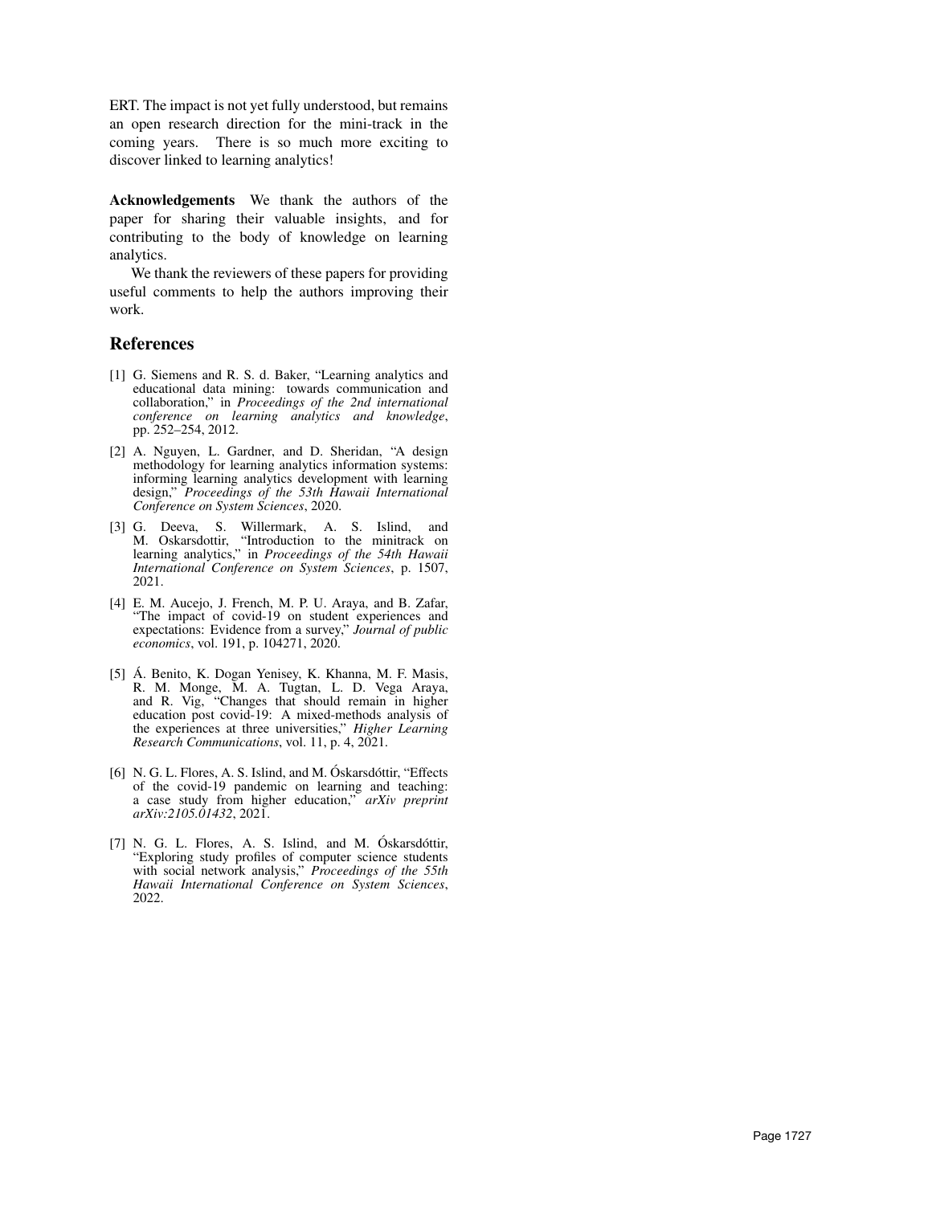ERT. The impact is not yet fully understood, but remains an open research direction for the mini-track in the coming years. There is so much more exciting to discover linked to learning analytics!

**Acknowledgements** We thank the authors of the paper for sharing their valuable insights, and for contributing to the body of knowledge on learning analytics.

We thank the reviewers of these papers for providing useful comments to help the authors improving their work.

## References

[1] G. Siemens and R. S. d. Baker, "Learning analytics and educational data mining: towards communication and collaboration," in *Proceedings of the 2nd international conference on learning analytics and knowledge*, pp. 252–254, 2012.

[2] A. Nguyen, L. Gardner, and D. Sheridan, "A design methodology for learning analytics information systems: informing learning analytics development with learning design," *Proceedings of the 53th Hawaii International Conference on System Sciences*, 2020.

[3] G. Deeva, S. Willermark, A. S. Islind, and M. Oskarsdottir, "Introduction to the minitrack on learning analytics," in *Proceedings of the 54th Hawaii International Conference on System Sciences*, p. 1507, 2021.

[4] E. M. Aucejo, J. French, M. P. U. Araya, and B. Zafar, "The impact of covid-19 on student experiences and expectations: Evidence from a survey," *Journal of public economics*, vol. 191, p. 104271, 2020.

[5] Á. Benito, K. Dogan Yenisey, K. Khanna, M. F. Masis, R. M. Monge, M. A. Tugtan, L. D. Vega Araya, and R. Vig, "Changes that should remain in higher education post covid-19: A mixed-methods analysis of the experiences at three universities," *Higher Learning Research Communications*, vol. 11, p. 4, 2021.

[6] N. G. L. Flores, A. S. Islind, and M. Óskarsdóttir, "Effects of the covid-19 pandemic on learning and teaching: a case study from higher education," *arXiv preprint arXiv:2105.01432*, 2021.

[7] N. G. L. Flores, A. S. Islind, and M. Óskarsdóttir, "Exploring study profiles of computer science students with social network analysis," *Proceedings of the 55th Hawaii International Conference on System Sciences*, 2022.